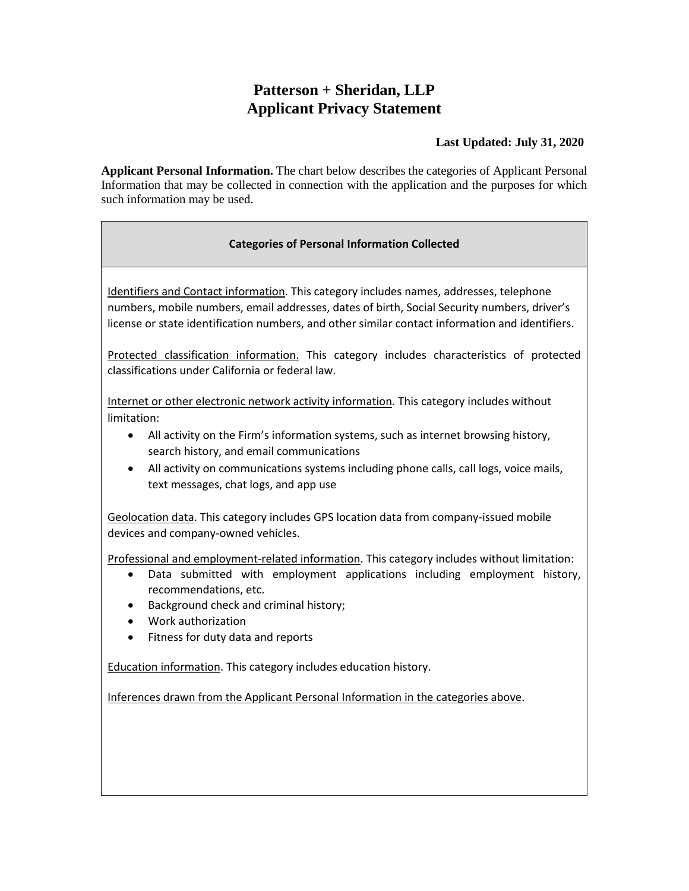# Patterson + Sheridan, LLP
# Applicant Privacy Statement

**Last Updated: July 31, 2020**

**Applicant Personal Information.** The chart below describes the categories of Applicant Personal Information that may be collected in connection with the application and the purposes for which such information may be used.

| **Categories of Personal Information Collected** |
| --- |
| Identifiers and Contact information. This category includes names, addresses, telephone numbers, mobile numbers, email addresses, dates of birth, Social Security numbers, driver's license or state identification numbers, and other similar contact information and identifiers.<br><br>Protected classification information. This category includes characteristics of protected classifications under California or federal law.<br><br>Internet or other electronic network activity information. This category includes without limitation:<br>• All activity on the Firm's information systems, such as internet browsing history, search history, and email communications<br>• All activity on communications systems including phone calls, call logs, voice mails, text messages, chat logs, and app use<br><br>Geolocation data. This category includes GPS location data from company-issued mobile devices and company-owned vehicles.<br><br>Professional and employment-related information. This category includes without limitation:<br>• Data submitted with employment applications including employment history, recommendations, etc.<br>• Background check and criminal history;<br>• Work authorization<br>• Fitness for duty data and reports<br><br>Education information. This category includes education history.<br><br>Inferences drawn from the Applicant Personal Information in the categories above. |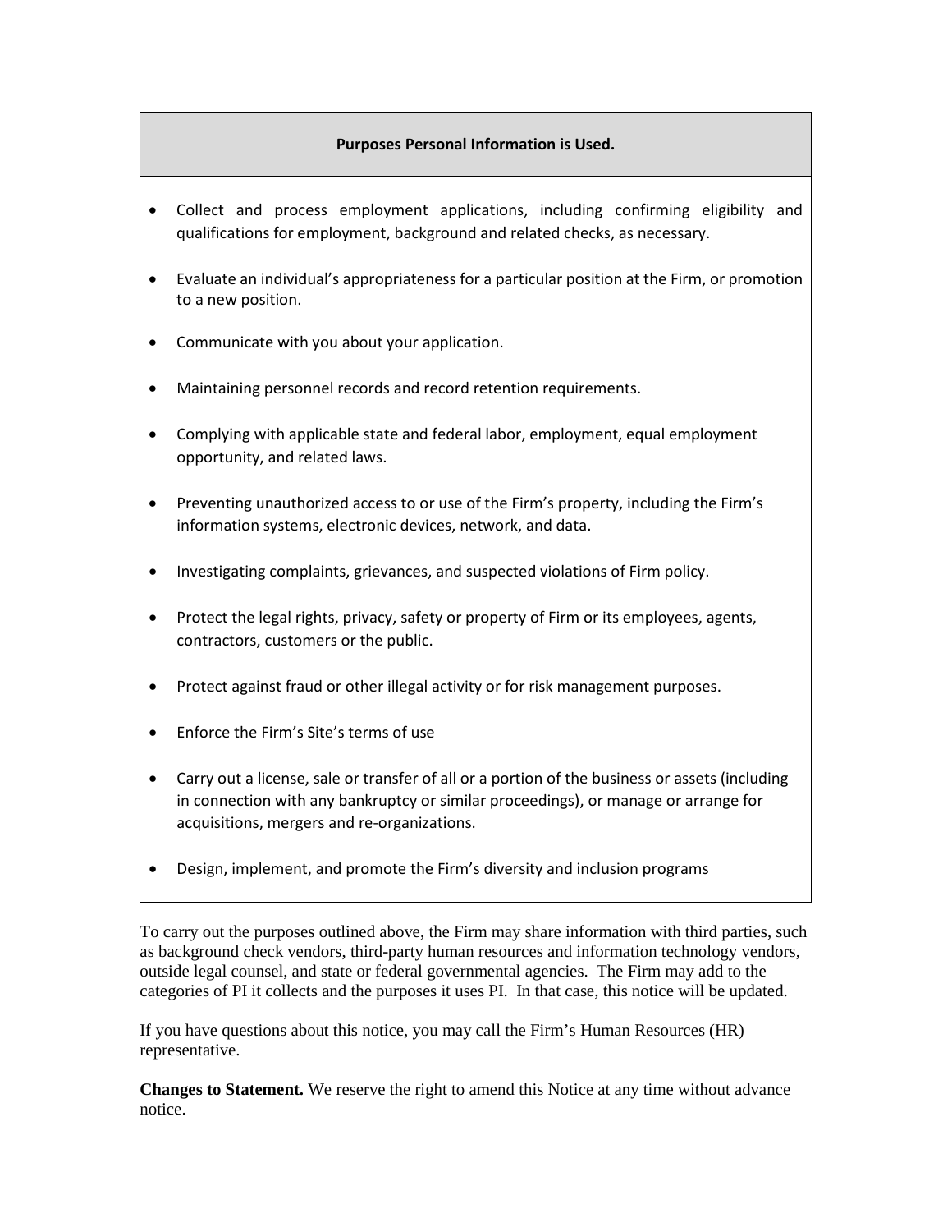| Purposes Personal Information is Used. |
| --- |
| • Collect and process employment applications, including confirming eligibility and qualifications for employment, background and related checks, as necessary.<br>• Evaluate an individual's appropriateness for a particular position at the Firm, or promotion to a new position.<br>• Communicate with you about your application.<br>• Maintaining personnel records and record retention requirements.<br>• Complying with applicable state and federal labor, employment, equal employment opportunity, and related laws.<br>• Preventing unauthorized access to or use of the Firm's property, including the Firm's information systems, electronic devices, network, and data.<br>• Investigating complaints, grievances, and suspected violations of Firm policy.<br>• Protect the legal rights, privacy, safety or property of Firm or its employees, agents, contractors, customers or the public.<br>• Protect against fraud or other illegal activity or for risk management purposes.<br>• Enforce the Firm's Site's terms of use<br>• Carry out a license, sale or transfer of all or a portion of the business or assets (including in connection with any bankruptcy or similar proceedings), or manage or arrange for acquisitions, mergers and re-organizations.<br>• Design, implement, and promote the Firm's diversity and inclusion programs |

To carry out the purposes outlined above, the Firm may share information with third parties, such as background check vendors, third-party human resources and information technology vendors, outside legal counsel, and state or federal governmental agencies. The Firm may add to the categories of PI it collects and the purposes it uses PI. In that case, this notice will be updated.

If you have questions about this notice, you may call the Firm's Human Resources (HR) representative.

**Changes to Statement.** We reserve the right to amend this Notice at any time without advance notice.